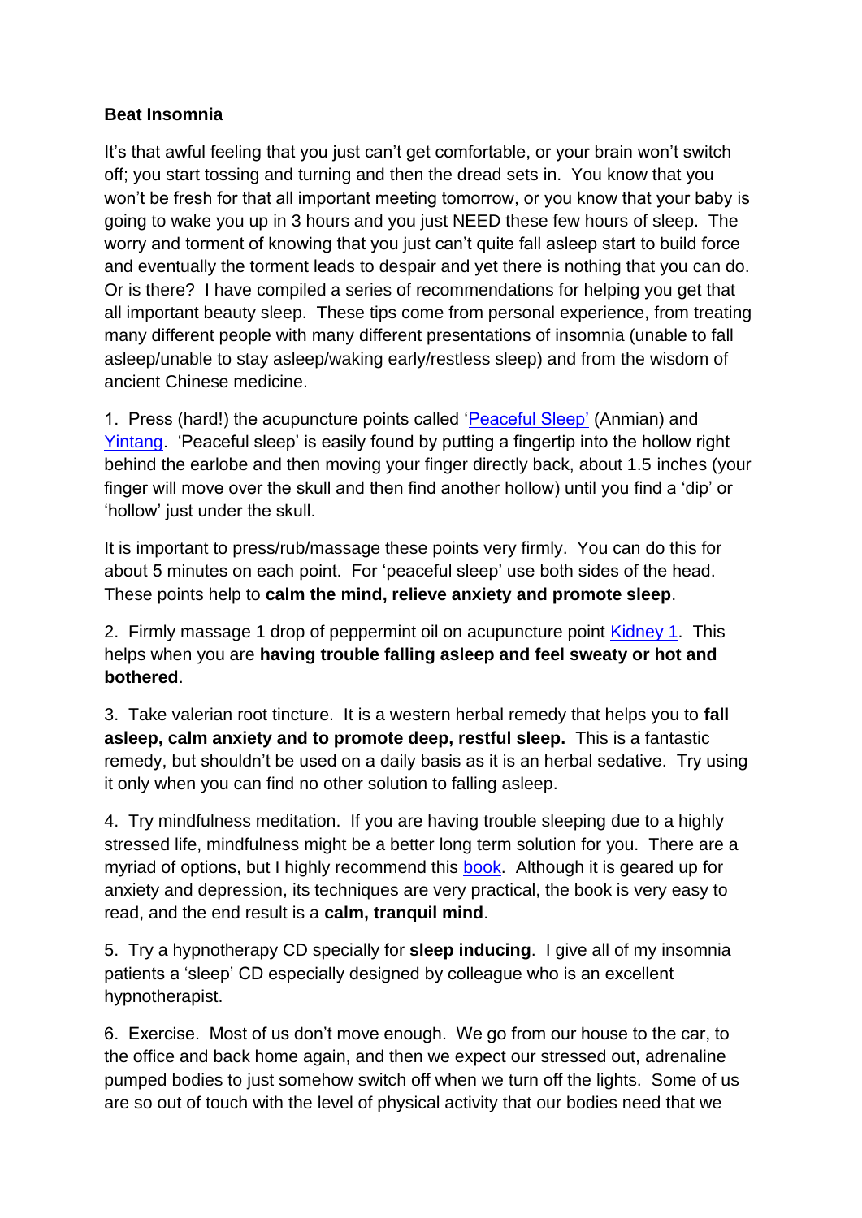**Beat Insomnia**

It's that awful feeling that you just can't get comfortable, or your brain won't switch off; you start tossing and turning and then the dread sets in. You know that you won't be fresh for that all important meeting tomorrow, or you know that your baby is going to wake you up in 3 hours and you just NEED these few hours of sleep. The worry and torment of knowing that you just can't quite fall asleep start to build force and eventually the torment leads to despair and yet there is nothing that you can do. Or is there? I have compiled a series of recommendations for helping you get that all important beauty sleep. These tips come from personal experience, from treating many different people with many different presentations of insomnia (unable to fall asleep/unable to stay asleep/waking early/restless sleep) and from the wisdom of ancient Chinese medicine.

1. Press (hard!) the acupuncture points called 'Peaceful Sleep' (Anmian) and Yintang. 'Peaceful sleep' is easily found by putting a fingertip into the hollow right behind the earlobe and then moving your finger directly back, about 1.5 inches (your finger will move over the skull and then find another hollow) until you find a 'dip' or 'hollow' just under the skull.

It is important to press/rub/massage these points very firmly. You can do this for about 5 minutes on each point. For 'peaceful sleep' use both sides of the head. These points help to **calm the mind, relieve anxiety and promote sleep**.

2. Firmly massage 1 drop of peppermint oil on acupuncture point Kidney 1. This helps when you are **having trouble falling asleep and feel sweaty or hot and bothered**.

3. Take valerian root tincture. It is a western herbal remedy that helps you to **fall asleep, calm anxiety and to promote deep, restful sleep.** This is a fantastic remedy, but shouldn't be used on a daily basis as it is an herbal sedative. Try using it only when you can find no other solution to falling asleep.

4. Try mindfulness meditation. If you are having trouble sleeping due to a highly stressed life, mindfulness might be a better long term solution for you. There are a myriad of options, but I highly recommend this book. Although it is geared up for anxiety and depression, its techniques are very practical, the book is very easy to read, and the end result is a **calm, tranquil mind**.

5. Try a hypnotherapy CD specially for **sleep inducing**. I give all of my insomnia patients a 'sleep' CD especially designed by colleague who is an excellent hypnotherapist.

6. Exercise. Most of us don't move enough. We go from our house to the car, to the office and back home again, and then we expect our stressed out, adrenaline pumped bodies to just somehow switch off when we turn off the lights. Some of us are so out of touch with the level of physical activity that our bodies need that we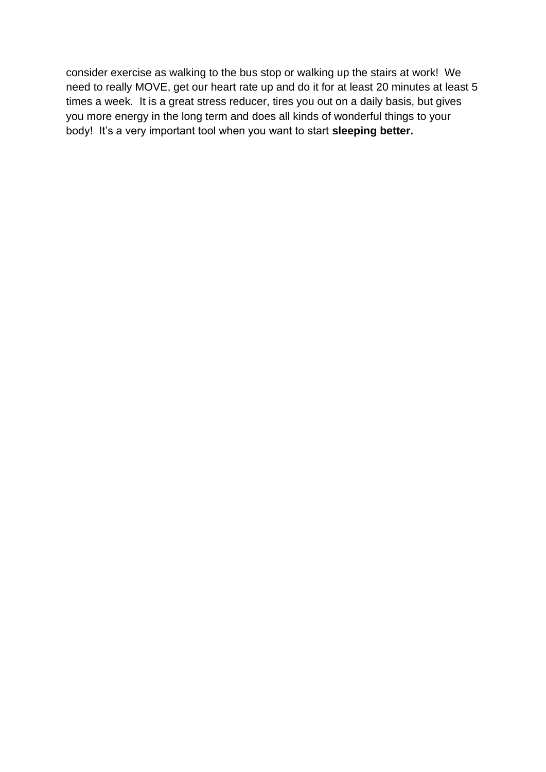consider exercise as walking to the bus stop or walking up the stairs at work! We need to really MOVE, get our heart rate up and do it for at least 20 minutes at least 5 times a week. It is a great stress reducer, tires you out on a daily basis, but gives you more energy in the long term and does all kinds of wonderful things to your body! It's a very important tool when you want to start **sleeping better.**